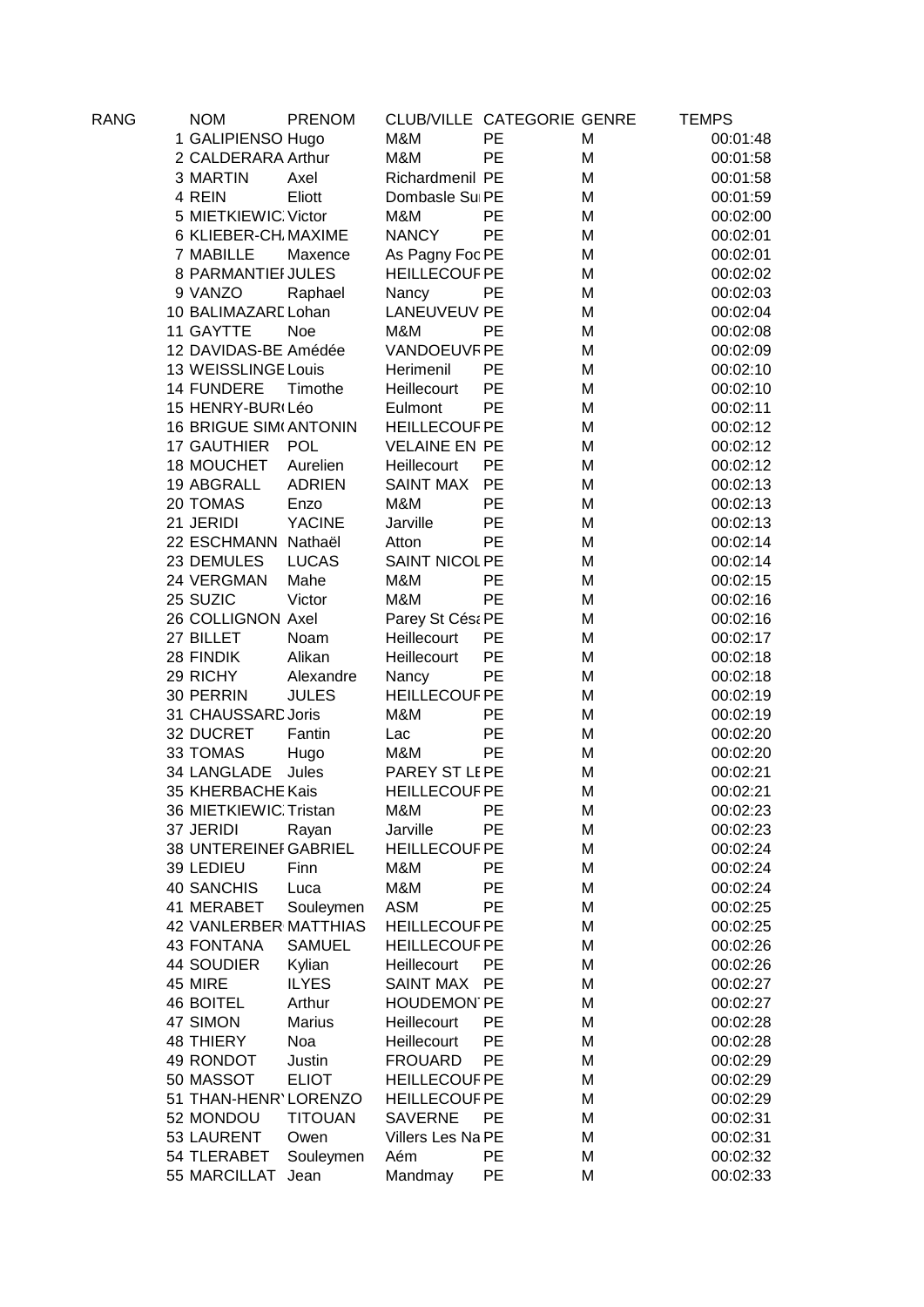| RANG | NOM | PRENOM | CLUB/VILLE | CATEGORIE | GENRE | TEMPS |
|---|---|---|---|---|---|---|
| 1 | GALIPIENSO | Hugo | M&M | PE | M | 00:01:48 |
| 2 | CALDERARA | Arthur | M&M | PE | M | 00:01:58 |
| 3 | MARTIN | Axel | Richardmenil | PE | M | 00:01:58 |
| 4 | REIN | Eliott | Dombasle Su | PE | M | 00:01:59 |
| 5 | MIETKIEWIC | Victor | M&M | PE | M | 00:02:00 |
| 6 | KLIEBER-CH | MAXIME | NANCY | PE | M | 00:02:01 |
| 7 | MABILLE | Maxence | As Pagny Foc | PE | M | 00:02:01 |
| 8 | PARMANTIEI | JULES | HEILLECOUF | PE | M | 00:02:02 |
| 9 | VANZO | Raphael | Nancy | PE | M | 00:02:03 |
| 10 | BALIMAZARD | Lohan | LANEUVEUV | PE | M | 00:02:04 |
| 11 | GAYTTE | Noe | M&M | PE | M | 00:02:08 |
| 12 | DAVIDAS-BE | Amédée | VANDOEUVF | PE | M | 00:02:09 |
| 13 | WEISSLINGE | Louis | Herimenil | PE | M | 00:02:10 |
| 14 | FUNDERE | Timothe | Heillecourt | PE | M | 00:02:10 |
| 15 | HENRY-BUR | Léo | Eulmont | PE | M | 00:02:11 |
| 16 | BRIGUE SIM | ANTONIN | HEILLECOUF | PE | M | 00:02:12 |
| 17 | GAUTHIER | POL | VELAINE EN | PE | M | 00:02:12 |
| 18 | MOUCHET | Aurelien | Heillecourt | PE | M | 00:02:12 |
| 19 | ABGRALL | ADRIEN | SAINT MAX | PE | M | 00:02:13 |
| 20 | TOMAS | Enzo | M&M | PE | M | 00:02:13 |
| 21 | JERIDI | YACINE | Jarville | PE | M | 00:02:13 |
| 22 | ESCHMANN | Nathaël | Atton | PE | M | 00:02:14 |
| 23 | DEMULES | LUCAS | SAINT NICOL | PE | M | 00:02:14 |
| 24 | VERGMAN | Mahe | M&M | PE | M | 00:02:15 |
| 25 | SUZIC | Victor | M&M | PE | M | 00:02:16 |
| 26 | COLLIGNON | Axel | Parey St Césa | PE | M | 00:02:16 |
| 27 | BILLET | Noam | Heillecourt | PE | M | 00:02:17 |
| 28 | FINDIK | Alikan | Heillecourt | PE | M | 00:02:18 |
| 29 | RICHY | Alexandre | Nancy | PE | M | 00:02:18 |
| 30 | PERRIN | JULES | HEILLECOUF | PE | M | 00:02:19 |
| 31 | CHAUSSARD | Joris | M&M | PE | M | 00:02:19 |
| 32 | DUCRET | Fantin | Lac | PE | M | 00:02:20 |
| 33 | TOMAS | Hugo | M&M | PE | M | 00:02:20 |
| 34 | LANGLADE | Jules | PAREY ST LE | PE | M | 00:02:21 |
| 35 | KHERBACHE | Kais | HEILLECOUF | PE | M | 00:02:21 |
| 36 | MIETKIEWIC | Tristan | M&M | PE | M | 00:02:23 |
| 37 | JERIDI | Rayan | Jarville | PE | M | 00:02:23 |
| 38 | UNTEREINEI | GABRIEL | HEILLECOUF | PE | M | 00:02:24 |
| 39 | LEDIEU | Finn | M&M | PE | M | 00:02:24 |
| 40 | SANCHIS | Luca | M&M | PE | M | 00:02:24 |
| 41 | MERABET | Souleymen | ASM | PE | M | 00:02:25 |
| 42 | VANLERBER | MATTHIAS | HEILLECOUF | PE | M | 00:02:25 |
| 43 | FONTANA | SAMUEL | HEILLECOUF | PE | M | 00:02:26 |
| 44 | SOUDIER | Kylian | Heillecourt | PE | M | 00:02:26 |
| 45 | MIRE | ILYES | SAINT MAX | PE | M | 00:02:27 |
| 46 | BOITEL | Arthur | HOUDEMON | PE | M | 00:02:27 |
| 47 | SIMON | Marius | Heillecourt | PE | M | 00:02:28 |
| 48 | THIERY | Noa | Heillecourt | PE | M | 00:02:28 |
| 49 | RONDOT | Justin | FROUARD | PE | M | 00:02:29 |
| 50 | MASSOT | ELIOT | HEILLECOUF | PE | M | 00:02:29 |
| 51 | THAN-HENR | LORENZO | HEILLECOUF | PE | M | 00:02:29 |
| 52 | MONDOU | TITOUAN | SAVERNE | PE | M | 00:02:31 |
| 53 | LAURENT | Owen | Villers Les Na | PE | M | 00:02:31 |
| 54 | TLERABET | Souleymen | Aém | PE | M | 00:02:32 |
| 55 | MARCILLAT | Jean | Mandmay | PE | M | 00:02:33 |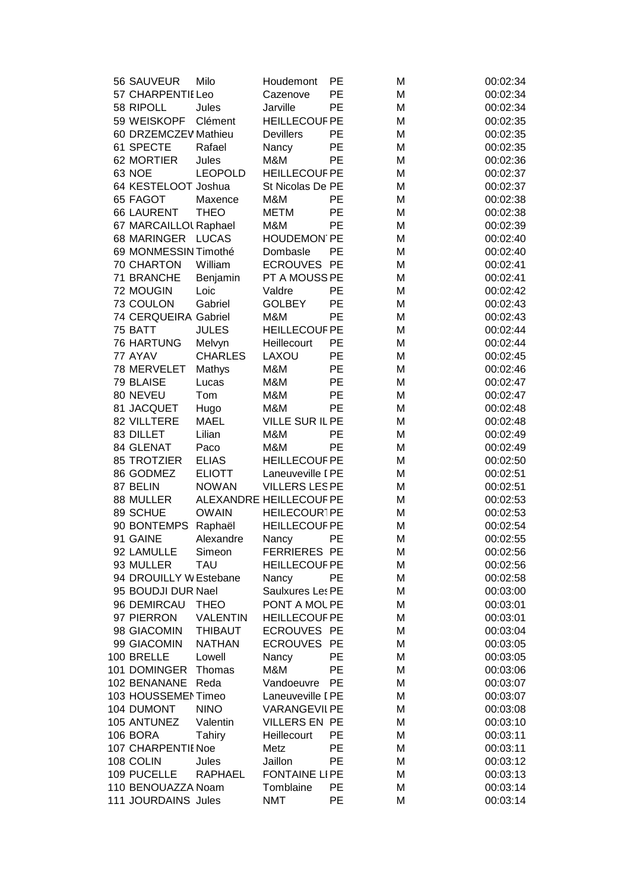| | | | | | | |
|---|---|---|---|---|---|---|
| 56 | SAUVEUR | Milo | Houdemont | PE | M | 00:02:34 |
| 57 | CHARPENTIE | Leo | Cazenove | PE | M | 00:02:34 |
| 58 | RIPOLL | Jules | Jarville | PE | M | 00:02:34 |
| 59 | WEISKOPF | Clément | HEILLECOUF | PE | M | 00:02:35 |
| 60 | DRZEMCZEW | Mathieu | Devillers | PE | M | 00:02:35 |
| 61 | SPECTE | Rafael | Nancy | PE | M | 00:02:35 |
| 62 | MORTIER | Jules | M&M | PE | M | 00:02:36 |
| 63 | NOE | LEOPOLD | HEILLECOUF | PE | M | 00:02:37 |
| 64 | KESTELOOT | Joshua | St Nicolas De | PE | M | 00:02:37 |
| 65 | FAGOT | Maxence | M&M | PE | M | 00:02:38 |
| 66 | LAURENT | THEO | METM | PE | M | 00:02:38 |
| 67 | MARCAILLOU | Raphael | M&M | PE | M | 00:02:39 |
| 68 | MARINGER | LUCAS | HOUDEMON | PE | M | 00:02:40 |
| 69 | MONMESSIN | Timothé | Dombasle | PE | M | 00:02:40 |
| 70 | CHARTON | William | ECROUVES | PE | M | 00:02:41 |
| 71 | BRANCHE | Benjamin | PT A MOUSS | PE | M | 00:02:41 |
| 72 | MOUGIN | Loic | Valdre | PE | M | 00:02:42 |
| 73 | COULON | Gabriel | GOLBEY | PE | M | 00:02:43 |
| 74 | CERQUEIRA | Gabriel | M&M | PE | M | 00:02:43 |
| 75 | BATT | JULES | HEILLECOUF | PE | M | 00:02:44 |
| 76 | HARTUNG | Melvyn | Heillecourt | PE | M | 00:02:44 |
| 77 | AYAV | CHARLES | LAXOU | PE | M | 00:02:45 |
| 78 | MERVELET | Mathys | M&M | PE | M | 00:02:46 |
| 79 | BLAISE | Lucas | M&M | PE | M | 00:02:47 |
| 80 | NEVEU | Tom | M&M | PE | M | 00:02:47 |
| 81 | JACQUET | Hugo | M&M | PE | M | 00:02:48 |
| 82 | VILLTERE | MAEL | VILLE SUR IL | PE | M | 00:02:48 |
| 83 | DILLET | Lilian | M&M | PE | M | 00:02:49 |
| 84 | GLENAT | Paco | M&M | PE | M | 00:02:49 |
| 85 | TROTZIER | ELIAS | HEILLECOUF | PE | M | 00:02:50 |
| 86 | GODMEZ | ELIOTT | Laneuveville [ | PE | M | 00:02:51 |
| 87 | BELIN | NOWAN | VILLERS LES | PE | M | 00:02:51 |
| 88 | MULLER | ALEXANDRE | HEILLECOUF | PE | M | 00:02:53 |
| 89 | SCHUE | OWAIN | HEILECOURT | PE | M | 00:02:53 |
| 90 | BONTEMPS | Raphaël | HEILLECOUF | PE | M | 00:02:54 |
| 91 | GAINE | Alexandre | Nancy | PE | M | 00:02:55 |
| 92 | LAMULLE | Simeon | FERRIERES | PE | M | 00:02:56 |
| 93 | MULLER | TAU | HEILLECOUF | PE | M | 00:02:56 |
| 94 | DROUILLY W | Estebane | Nancy | PE | M | 00:02:58 |
| 95 | BOUDJI DUR | Nael | Saulxures Les | PE | M | 00:03:00 |
| 96 | DEMIRCAU | THEO | PONT A MOU | PE | M | 00:03:01 |
| 97 | PIERRON | VALENTIN | HEILLECOUF | PE | M | 00:03:01 |
| 98 | GIACOMIN | THIBAUT | ECROUVES | PE | M | 00:03:04 |
| 99 | GIACOMIN | NATHAN | ECROUVES | PE | M | 00:03:05 |
| 100 | BRELLE | Lowell | Nancy | PE | M | 00:03:05 |
| 101 | DOMINGER | Thomas | M&M | PE | M | 00:03:06 |
| 102 | BENANANE | Reda | Vandoeuvre | PE | M | 00:03:07 |
| 103 | HOUSSEMEN | Timeo | Laneuveville [ | PE | M | 00:03:07 |
| 104 | DUMONT | NINO | VARANGEVIL | PE | M | 00:03:08 |
| 105 | ANTUNEZ | Valentin | VILLERS EN | PE | M | 00:03:10 |
| 106 | BORA | Tahiry | Heillecourt | PE | M | 00:03:11 |
| 107 | CHARPENTIE | Noe | Metz | PE | M | 00:03:11 |
| 108 | COLIN | Jules | Jaillon | PE | M | 00:03:12 |
| 109 | PUCELLE | RAPHAEL | FONTAINE LI | PE | M | 00:03:13 |
| 110 | BENOUAZZA | Noam | Tomblaine | PE | M | 00:03:14 |
| 111 | JOURDAINS | Jules | NMT | PE | M | 00:03:14 |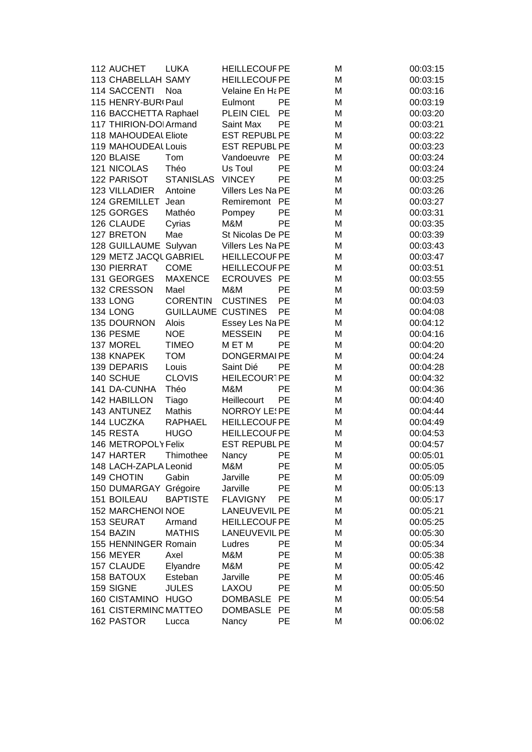| | | | | | |
|---|---|---|---|---|---|
| 112 AUCHET | LUKA | HEILLECOUF | PE | M | 00:03:15 |
| 113 CHABELLAH | SAMY | HEILLECOUF | PE | M | 00:03:15 |
| 114 SACCENTI | Noa | Velaine En Ha | PE | M | 00:03:16 |
| 115 HENRY-BURI | Paul | Eulmont | PE | M | 00:03:19 |
| 116 BACCHETTA | Raphael | PLEIN CIEL | PE | M | 00:03:20 |
| 117 THIRION-DOI | Armand | Saint Max | PE | M | 00:03:21 |
| 118 MAHOUDEAU | Eliote | EST REPUBL | PE | M | 00:03:22 |
| 119 MAHOUDEAU | Louis | EST REPUBL | PE | M | 00:03:23 |
| 120 BLAISE | Tom | Vandoeuvre | PE | M | 00:03:24 |
| 121 NICOLAS | Théo | Us Toul | PE | M | 00:03:24 |
| 122 PARISOT | STANISLAS | VINCEY | PE | M | 00:03:25 |
| 123 VILLADIER | Antoine | Villers Les Na | PE | M | 00:03:26 |
| 124 GREMILLET | Jean | Remiremont | PE | M | 00:03:27 |
| 125 GORGES | Mathéo | Pompey | PE | M | 00:03:31 |
| 126 CLAUDE | Cyrias | M&M | PE | M | 00:03:35 |
| 127 BRETON | Mae | St Nicolas De | PE | M | 00:03:39 |
| 128 GUILLAUME | Sulyvan | Villers Les Na | PE | M | 00:03:43 |
| 129 METZ JACQU | GABRIEL | HEILLECOUF | PE | M | 00:03:47 |
| 130 PIERRAT | COME | HEILLECOUF | PE | M | 00:03:51 |
| 131 GEORGES | MAXENCE | ECROUVES | PE | M | 00:03:55 |
| 132 CRESSON | Mael | M&M | PE | M | 00:03:59 |
| 133 LONG | CORENTIN | CUSTINES | PE | M | 00:04:03 |
| 134 LONG | GUILLAUME | CUSTINES | PE | M | 00:04:08 |
| 135 DOURNON | Alois | Essey Les Na | PE | M | 00:04:12 |
| 136 PESME | NOE | MESSEIN | PE | M | 00:04:16 |
| 137 MOREL | TIMEO | M ET M | PE | M | 00:04:20 |
| 138 KNAPEK | TOM | DONGERMAI | PE | M | 00:04:24 |
| 139 DEPARIS | Louis | Saint Dié | PE | M | 00:04:28 |
| 140 SCHUE | CLOVIS | HEILECOURT | PE | M | 00:04:32 |
| 141 DA-CUNHA | Théo | M&M | PE | M | 00:04:36 |
| 142 HABILLON | Tiago | Heillecourt | PE | M | 00:04:40 |
| 143 ANTUNEZ | Mathis | NORROY LES | PE | M | 00:04:44 |
| 144 LUCZKA | RAPHAEL | HEILLECOUF | PE | M | 00:04:49 |
| 145 RESTA | HUGO | HEILLECOUF | PE | M | 00:04:53 |
| 146 METROPOLY | Felix | EST REPUBL | PE | M | 00:04:57 |
| 147 HARTER | Thimothee | Nancy | PE | M | 00:05:01 |
| 148 LACH-ZAPLA | Leonid | M&M | PE | M | 00:05:05 |
| 149 CHOTIN | Gabin | Jarville | PE | M | 00:05:09 |
| 150 DUMARGAY | Grégoire | Jarville | PE | M | 00:05:13 |
| 151 BOILEAU | BAPTISTE | FLAVIGNY | PE | M | 00:05:17 |
| 152 MARCHENOI | NOE | LANEUVEVIL | PE | M | 00:05:21 |
| 153 SEURAT | Armand | HEILLECOUF | PE | M | 00:05:25 |
| 154 BAZIN | MATHIS | LANEUVEVIL | PE | M | 00:05:30 |
| 155 HENNINGER | Romain | Ludres | PE | M | 00:05:34 |
| 156 MEYER | Axel | M&M | PE | M | 00:05:38 |
| 157 CLAUDE | Elyandre | M&M | PE | M | 00:05:42 |
| 158 BATOUX | Esteban | Jarville | PE | M | 00:05:46 |
| 159 SIGNE | JULES | LAXOU | PE | M | 00:05:50 |
| 160 CISTAMINO | HUGO | DOMBASLE | PE | M | 00:05:54 |
| 161 CISTERMINO | MATTEO | DOMBASLE | PE | M | 00:05:58 |
| 162 PASTOR | Lucca | Nancy | PE | M | 00:06:02 |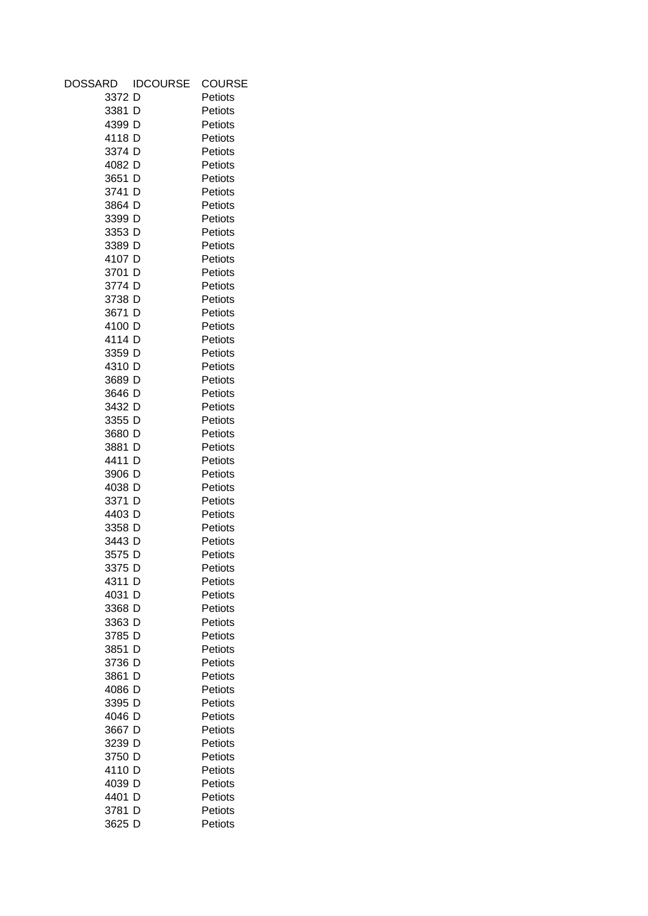| DOSSARD | IDCOURSE | COURSE |
| --- | --- | --- |
| 3372 | D | Petiots |
| 3381 | D | Petiots |
| 4399 | D | Petiots |
| 4118 | D | Petiots |
| 3374 | D | Petiots |
| 4082 | D | Petiots |
| 3651 | D | Petiots |
| 3741 | D | Petiots |
| 3864 | D | Petiots |
| 3399 | D | Petiots |
| 3353 | D | Petiots |
| 3389 | D | Petiots |
| 4107 | D | Petiots |
| 3701 | D | Petiots |
| 3774 | D | Petiots |
| 3738 | D | Petiots |
| 3671 | D | Petiots |
| 4100 | D | Petiots |
| 4114 | D | Petiots |
| 3359 | D | Petiots |
| 4310 | D | Petiots |
| 3689 | D | Petiots |
| 3646 | D | Petiots |
| 3432 | D | Petiots |
| 3355 | D | Petiots |
| 3680 | D | Petiots |
| 3881 | D | Petiots |
| 4411 | D | Petiots |
| 3906 | D | Petiots |
| 4038 | D | Petiots |
| 3371 | D | Petiots |
| 4403 | D | Petiots |
| 3358 | D | Petiots |
| 3443 | D | Petiots |
| 3575 | D | Petiots |
| 3375 | D | Petiots |
| 4311 | D | Petiots |
| 4031 | D | Petiots |
| 3368 | D | Petiots |
| 3363 | D | Petiots |
| 3785 | D | Petiots |
| 3851 | D | Petiots |
| 3736 | D | Petiots |
| 3861 | D | Petiots |
| 4086 | D | Petiots |
| 3395 | D | Petiots |
| 4046 | D | Petiots |
| 3667 | D | Petiots |
| 3239 | D | Petiots |
| 3750 | D | Petiots |
| 4110 | D | Petiots |
| 4039 | D | Petiots |
| 4401 | D | Petiots |
| 3781 | D | Petiots |
| 3625 | D | Petiots |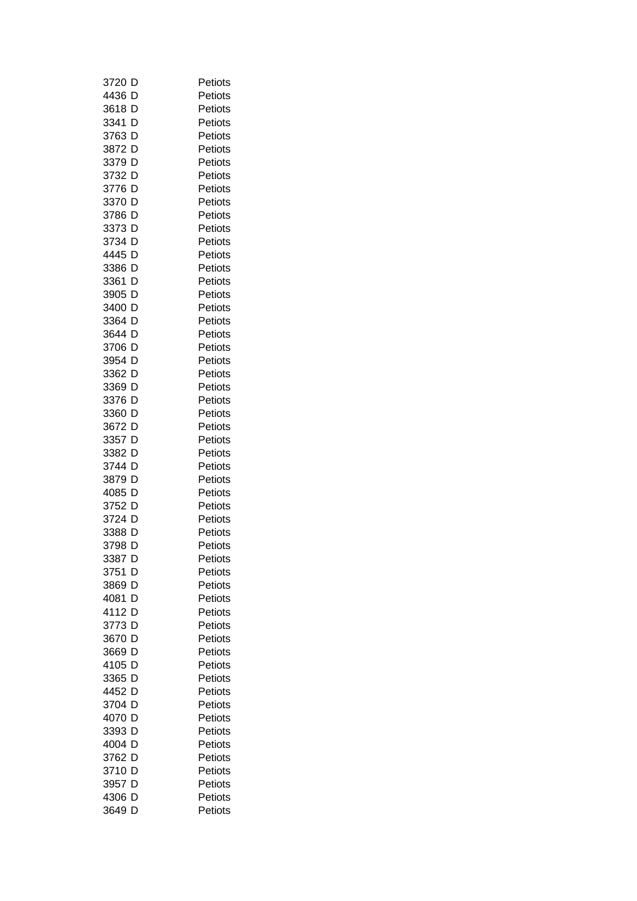| | | |
|---|---|---|
| 3720 | D | Petiots |
| 4436 | D | Petiots |
| 3618 | D | Petiots |
| 3341 | D | Petiots |
| 3763 | D | Petiots |
| 3872 | D | Petiots |
| 3379 | D | Petiots |
| 3732 | D | Petiots |
| 3776 | D | Petiots |
| 3370 | D | Petiots |
| 3786 | D | Petiots |
| 3373 | D | Petiots |
| 3734 | D | Petiots |
| 4445 | D | Petiots |
| 3386 | D | Petiots |
| 3361 | D | Petiots |
| 3905 | D | Petiots |
| 3400 | D | Petiots |
| 3364 | D | Petiots |
| 3644 | D | Petiots |
| 3706 | D | Petiots |
| 3954 | D | Petiots |
| 3362 | D | Petiots |
| 3369 | D | Petiots |
| 3376 | D | Petiots |
| 3360 | D | Petiots |
| 3672 | D | Petiots |
| 3357 | D | Petiots |
| 3382 | D | Petiots |
| 3744 | D | Petiots |
| 3879 | D | Petiots |
| 4085 | D | Petiots |
| 3752 | D | Petiots |
| 3724 | D | Petiots |
| 3388 | D | Petiots |
| 3798 | D | Petiots |
| 3387 | D | Petiots |
| 3751 | D | Petiots |
| 3869 | D | Petiots |
| 4081 | D | Petiots |
| 4112 | D | Petiots |
| 3773 | D | Petiots |
| 3670 | D | Petiots |
| 3669 | D | Petiots |
| 4105 | D | Petiots |
| 3365 | D | Petiots |
| 4452 | D | Petiots |
| 3704 | D | Petiots |
| 4070 | D | Petiots |
| 3393 | D | Petiots |
| 4004 | D | Petiots |
| 3762 | D | Petiots |
| 3710 | D | Petiots |
| 3957 | D | Petiots |
| 4306 | D | Petiots |
| 3649 | D | Petiots |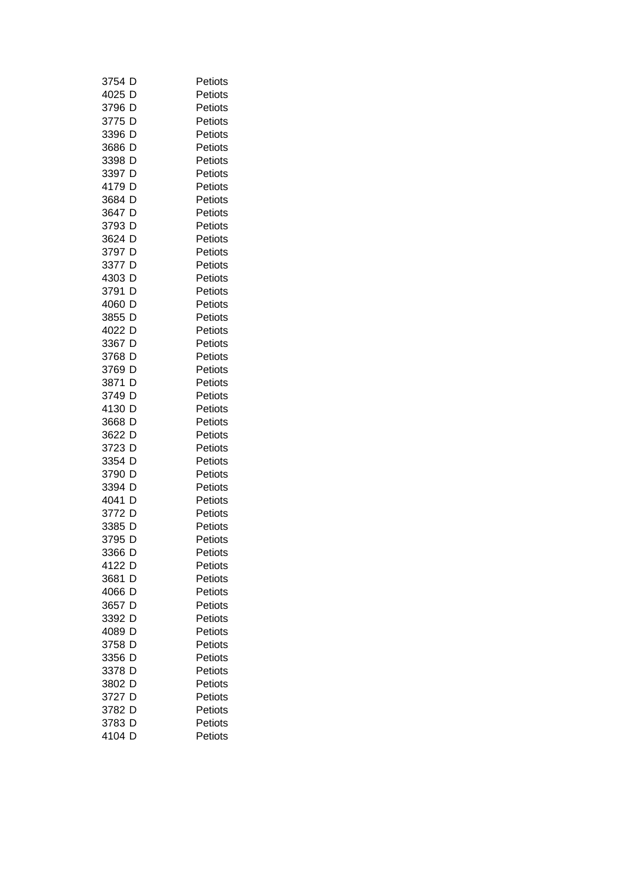| | | |
|---|---|---|
| 3754 | D | Petiots |
| 4025 | D | Petiots |
| 3796 | D | Petiots |
| 3775 | D | Petiots |
| 3396 | D | Petiots |
| 3686 | D | Petiots |
| 3398 | D | Petiots |
| 3397 | D | Petiots |
| 4179 | D | Petiots |
| 3684 | D | Petiots |
| 3647 | D | Petiots |
| 3793 | D | Petiots |
| 3624 | D | Petiots |
| 3797 | D | Petiots |
| 3377 | D | Petiots |
| 4303 | D | Petiots |
| 3791 | D | Petiots |
| 4060 | D | Petiots |
| 3855 | D | Petiots |
| 4022 | D | Petiots |
| 3367 | D | Petiots |
| 3768 | D | Petiots |
| 3769 | D | Petiots |
| 3871 | D | Petiots |
| 3749 | D | Petiots |
| 4130 | D | Petiots |
| 3668 | D | Petiots |
| 3622 | D | Petiots |
| 3723 | D | Petiots |
| 3354 | D | Petiots |
| 3790 | D | Petiots |
| 3394 | D | Petiots |
| 4041 | D | Petiots |
| 3772 | D | Petiots |
| 3385 | D | Petiots |
| 3795 | D | Petiots |
| 3366 | D | Petiots |
| 4122 | D | Petiots |
| 3681 | D | Petiots |
| 4066 | D | Petiots |
| 3657 | D | Petiots |
| 3392 | D | Petiots |
| 4089 | D | Petiots |
| 3758 | D | Petiots |
| 3356 | D | Petiots |
| 3378 | D | Petiots |
| 3802 | D | Petiots |
| 3727 | D | Petiots |
| 3782 | D | Petiots |
| 3783 | D | Petiots |
| 4104 | D | Petiots |